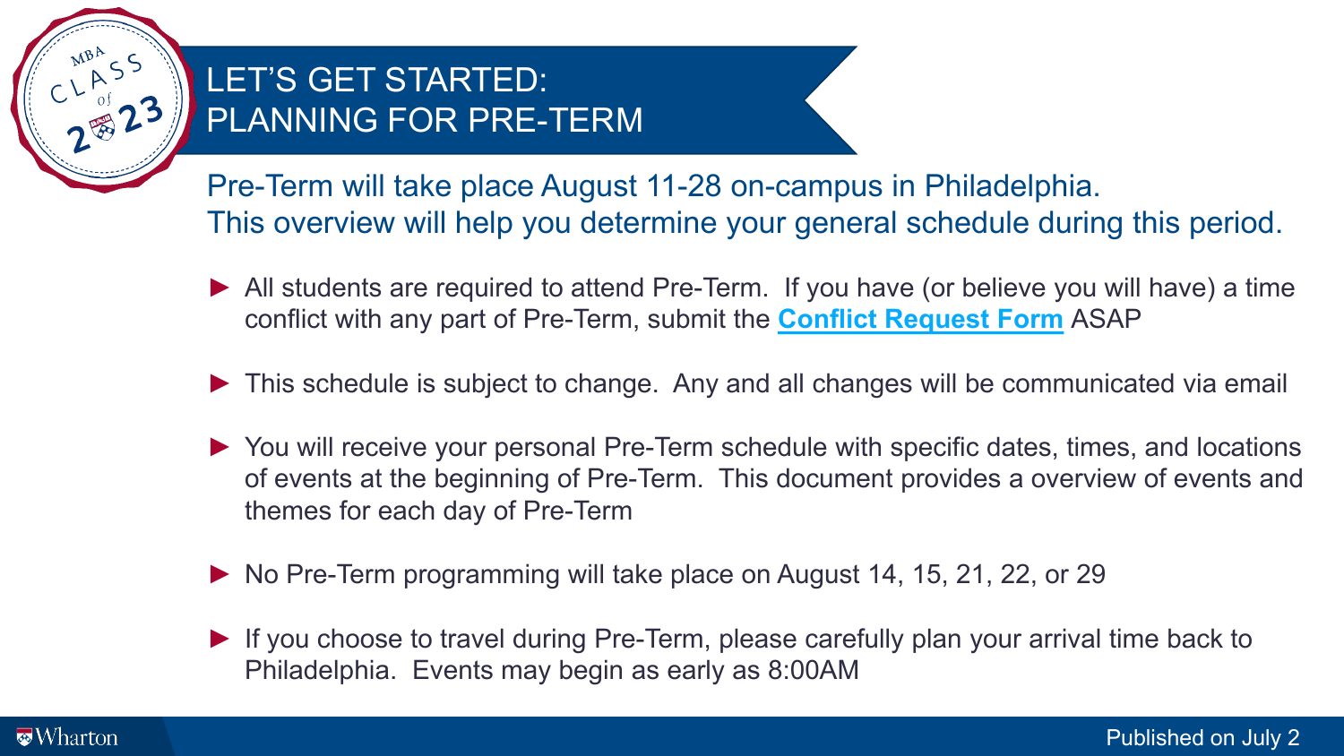# LET'S GET STARTED: PLANNING FOR PRE-TERM

Pre-Term will take place August 11-28 on-campus in Philadelphia.
This overview will help you determine your general schedule during this period.

- All students are required to attend Pre-Term. If you have (or believe you will have) a time conflict with any part of Pre-Term, submit the **Conflict Request Form** ASAP
- This schedule is subject to change. Any and all changes will be communicated via email
- You will receive your personal Pre-Term schedule with specific dates, times, and locations of events at the beginning of Pre-Term. This document provides a overview of events and themes for each day of Pre-Term
- No Pre-Term programming will take place on August 14, 15, 21, 22, or 29
- If you choose to travel during Pre-Term, please carefully plan your arrival time back to Philadelphia. Events may begin as early as 8:00AM

Published on July 2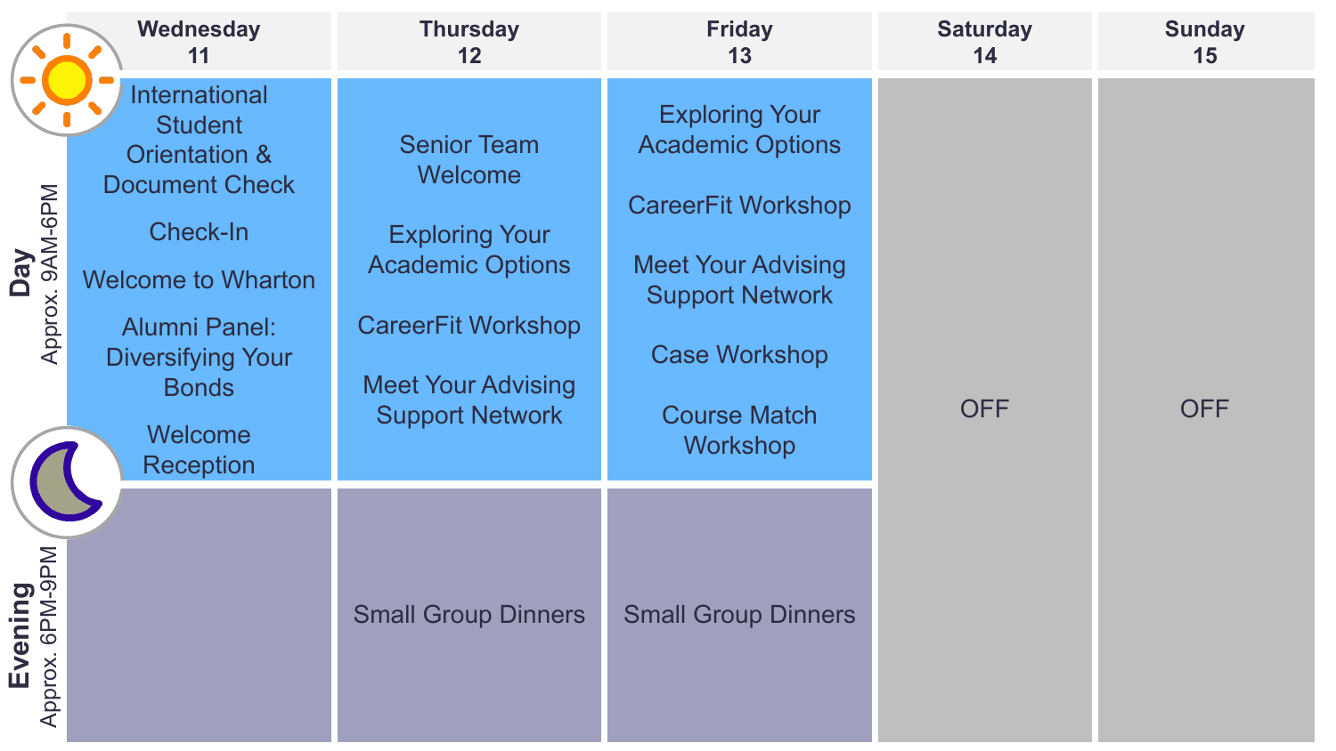| | Wednesday 11 | Thursday 12 | Friday 13 | Saturday 14 | Sunday 15 |
|---|---|---|---|---|---|
| **Day** Approx. 9AM-6PM | International Student Orientation & Document Check<br>Check-In<br>Welcome to Wharton<br>Alumni Panel: Diversifying Your Bonds<br>Welcome Reception | Senior Team Welcome<br>Exploring Your Academic Options<br>CareerFit Workshop<br>Meet Your Advising Support Network | Exploring Your Academic Options<br>CareerFit Workshop<br>Meet Your Advising Support Network<br>Case Workshop<br>Course Match Workshop | OFF | OFF |
| **Evening** Approx. 6PM-9PM | | Small Group Dinners | Small Group Dinners | | |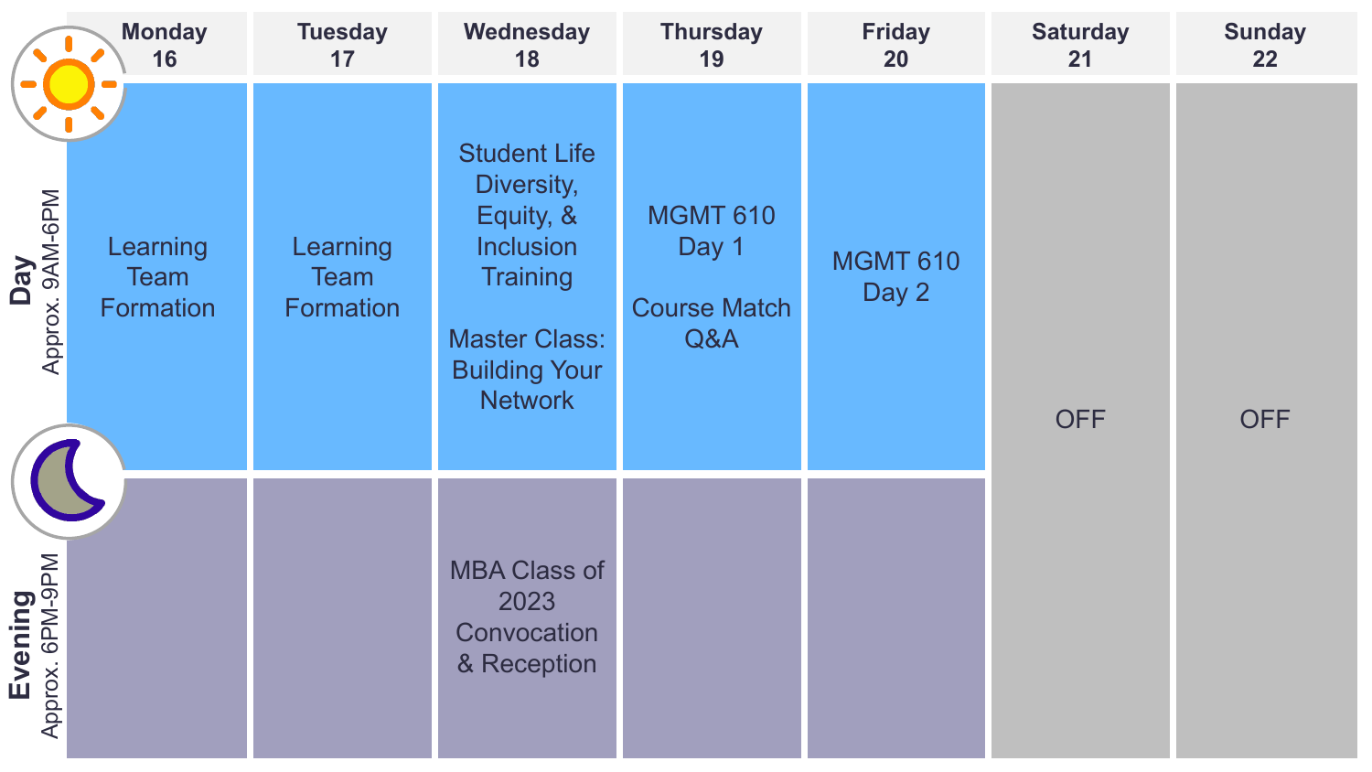| | Monday 16 | Tuesday 17 | Wednesday 18 | Thursday 19 | Friday 20 | Saturday 21 | Sunday 22 |
|---|---|---|---|---|---|---|---|
| **Day** Approx. 9AM-6PM | Learning Team Formation | Learning Team Formation | Student Life Diversity, Equity, & Inclusion Training<br><br>Master Class: Building Your Network | MGMT 610 Day 1<br><br>Course Match Q&A | MGMT 610 Day 2 | OFF | OFF |
| **Evening** Approx. 6PM-9PM | | | MBA Class of 2023 Convocation & Reception | | | | |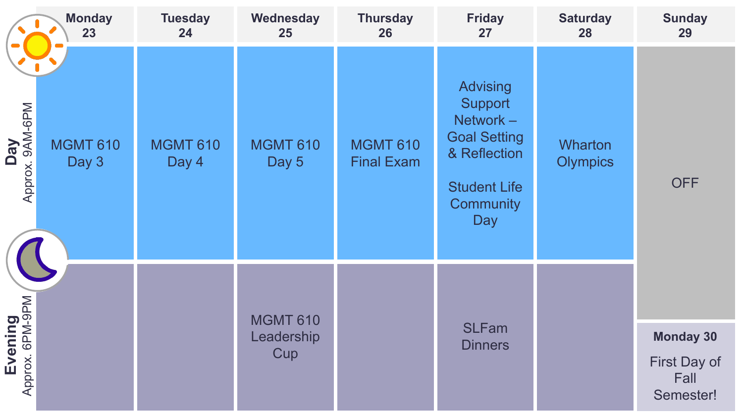| | Monday 23 | Tuesday 24 | Wednesday 25 | Thursday 26 | Friday 27 | Saturday 28 | Sunday 29 |
|---|---|---|---|---|---|---|---|
| **Day** Approx. 9AM-6PM | MGMT 610 Day 3 | MGMT 610 Day 4 | MGMT 610 Day 5 | MGMT 610 Final Exam | Advising Support Network – Goal Setting & Reflection<br><br>Student Life Community Day | Wharton Olympics | OFF |
| **Evening** Approx. 6PM-9PM | | | MGMT 610 Leadership Cup | | SLFam Dinners | | **Monday 30**<br>First Day of Fall Semester! |